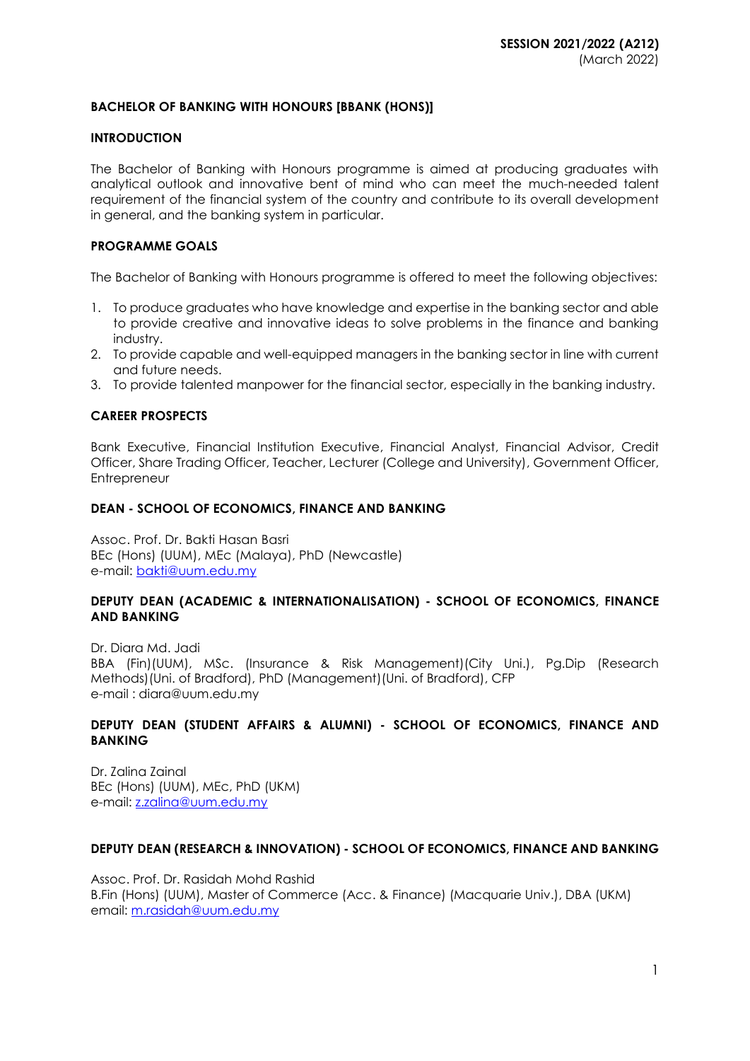**SESSION 2021/2022 (A212)**
(March 2022)

## BACHELOR OF BANKING WITH HONOURS [BBANK (HONS)]

### INTRODUCTION

The Bachelor of Banking with Honours programme is aimed at producing graduates with analytical outlook and innovative bent of mind who can meet the much-needed talent requirement of the financial system of the country and contribute to its overall development in general, and the banking system in particular.

### PROGRAMME GOALS

The Bachelor of Banking with Honours programme is offered to meet the following objectives:

1. To produce graduates who have knowledge and expertise in the banking sector and able to provide creative and innovative ideas to solve problems in the finance and banking industry.
2. To provide capable and well-equipped managers in the banking sector in line with current and future needs.
3. To provide talented manpower for the financial sector, especially in the banking industry.

### CAREER PROSPECTS

Bank Executive, Financial Institution Executive, Financial Analyst, Financial Advisor, Credit Officer, Share Trading Officer, Teacher, Lecturer (College and University), Government Officer, Entrepreneur

### DEAN - SCHOOL OF ECONOMICS, FINANCE AND BANKING

Assoc. Prof. Dr. Bakti Hasan Basri
BEc (Hons) (UUM), MEc (Malaya), PhD (Newcastle)
e-mail: bakti@uum.edu.my

### DEPUTY DEAN (ACADEMIC & INTERNATIONALISATION) - SCHOOL OF ECONOMICS, FINANCE AND BANKING

Dr. Diara Md. Jadi
BBA (Fin)(UUM), MSc. (Insurance & Risk Management)(City Uni.), Pg.Dip (Research Methods)(Uni. of Bradford), PhD (Management)(Uni. of Bradford), CFP
e-mail : diara@uum.edu.my

### DEPUTY DEAN (STUDENT AFFAIRS & ALUMNI) - SCHOOL OF ECONOMICS, FINANCE AND BANKING

Dr. Zalina Zainal
BEc (Hons) (UUM), MEc, PhD (UKM)
e-mail: z.zalina@uum.edu.my

### DEPUTY DEAN (RESEARCH & INNOVATION) - SCHOOL OF ECONOMICS, FINANCE AND BANKING

Assoc. Prof. Dr. Rasidah Mohd Rashid
B.Fin (Hons) (UUM), Master of Commerce (Acc. & Finance) (Macquarie Univ.), DBA (UKM)
email: m.rasidah@uum.edu.my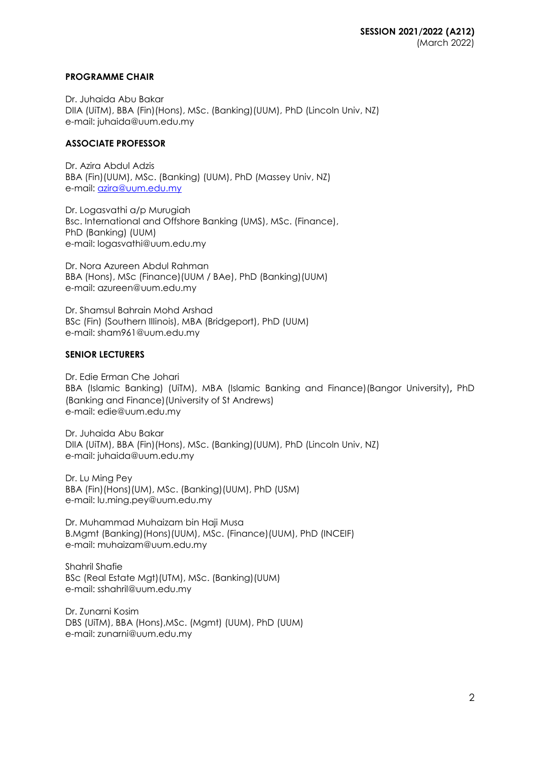**PROGRAMME CHAIR**

Dr. Juhaida Abu Bakar
DIIA (UiTM), BBA (Fin)(Hons), MSc. (Banking)(UUM), PhD (Lincoln Univ, NZ)
e-mail: juhaida@uum.edu.my

**ASSOCIATE PROFESSOR**

Dr. Azira Abdul Adzis
BBA (Fin)(UUM), MSc. (Banking) (UUM), PhD (Massey Univ, NZ)
e-mail: azira@uum.edu.my

Dr. Logasvathi a/p Murugiah
Bsc. International and Offshore Banking (UMS), MSc. (Finance),
PhD (Banking) (UUM)
e-mail: logasvathi@uum.edu.my

Dr. Nora Azureen Abdul Rahman
BBA (Hons), MSc (Finance)(UUM / BAe), PhD (Banking)(UUM)
e-mail: azureen@uum.edu.my

Dr. Shamsul Bahrain Mohd Arshad
BSc (Fin) (Southern Illinois), MBA (Bridgeport), PhD (UUM)
e-mail: sham961@uum.edu.my

**SENIOR LECTURERS**

Dr. Edie Erman Che Johari
BBA (Islamic Banking) (UiTM), MBA (Islamic Banking and Finance)(Bangor University), PhD (Banking and Finance)(University of St Andrews)
e-mail: edie@uum.edu.my

Dr. Juhaida Abu Bakar
DIIA (UiTM), BBA (Fin)(Hons), MSc. (Banking)(UUM), PhD (Lincoln Univ, NZ)
e-mail: juhaida@uum.edu.my

Dr. Lu Ming Pey
BBA (Fin)(Hons)(UM), MSc. (Banking)(UUM), PhD (USM)
e-mail: lu.ming.pey@uum.edu.my

Dr. Muhammad Muhaizam bin Haji Musa
B.Mgmt (Banking)(Hons)(UUM), MSc. (Finance)(UUM), PhD (INCEIF)
e-mail: muhaizam@uum.edu.my

Shahril Shafie
BSc (Real Estate Mgt)(UTM), MSc. (Banking)(UUM)
e-mail: sshahril@uum.edu.my

Dr. Zunarni Kosim
DBS (UiTM), BBA (Hons),MSc. (Mgmt) (UUM), PhD (UUM)
e-mail: zunarni@uum.edu.my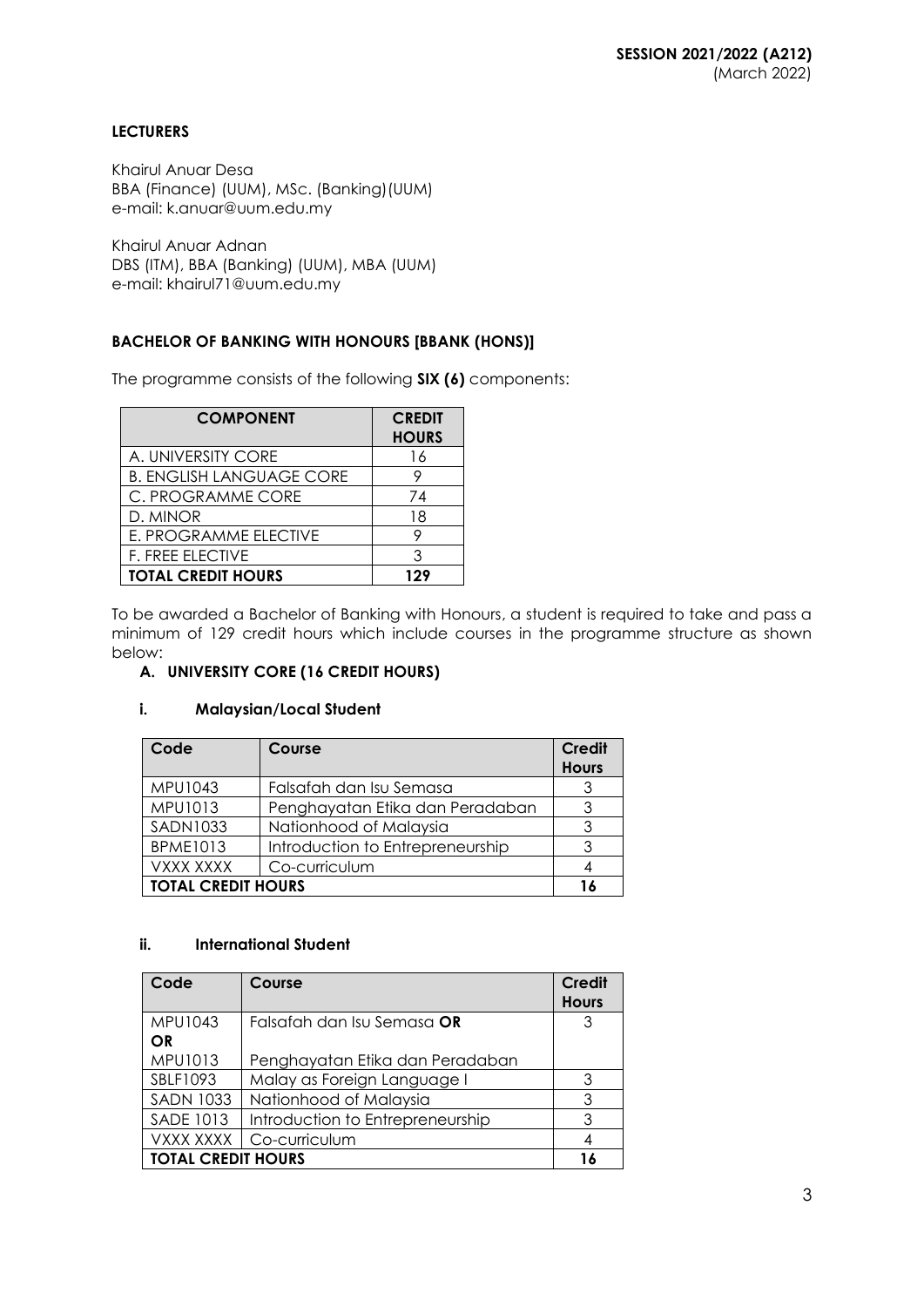**LECTURERS**

Khairul Anuar Desa
BBA (Finance) (UUM), MSc. (Banking)(UUM)
e-mail: k.anuar@uum.edu.my

Khairul Anuar Adnan
DBS (ITM), BBA (Banking) (UUM), MBA (UUM)
e-mail: khairul71@uum.edu.my

**BACHELOR OF BANKING WITH HONOURS [BBANK (HONS)]**

The programme consists of the following **SIX (6)** components:

| COMPONENT | CREDIT HOURS |
|---|---|
| A. UNIVERSITY CORE | 16 |
| B. ENGLISH LANGUAGE CORE | 9 |
| C. PROGRAMME CORE | 74 |
| D. MINOR | 18 |
| E. PROGRAMME ELECTIVE | 9 |
| F. FREE ELECTIVE | 3 |
| **TOTAL CREDIT HOURS** | **129** |

To be awarded a Bachelor of Banking with Honours, a student is required to take and pass a minimum of 129 credit hours which include courses in the programme structure as shown below:

**A. UNIVERSITY CORE (16 CREDIT HOURS)**

**i. Malaysian/Local Student**

| Code | Course | Credit Hours |
|---|---|---|
| MPU1043 | Falsafah dan Isu Semasa | 3 |
| MPU1013 | Penghayatan Etika dan Peradaban | 3 |
| SADN1033 | Nationhood of Malaysia | 3 |
| BPME1013 | Introduction to Entrepreneurship | 3 |
| VXXX XXXX | Co-curriculum | 4 |
| **TOTAL CREDIT HOURS** | | **16** |

**ii. International Student**

| Code | Course | Credit Hours |
|---|---|---|
| MPU1043 **OR** MPU1013 | Falsafah dan Isu Semasa **OR** Penghayatan Etika dan Peradaban | 3 |
| SBLF1093 | Malay as Foreign Language I | 3 |
| SADN 1033 | Nationhood of Malaysia | 3 |
| SADE 1013 | Introduction to Entrepreneurship | 3 |
| VXXX XXXX | Co-curriculum | 4 |
| **TOTAL CREDIT HOURS** | | **16** |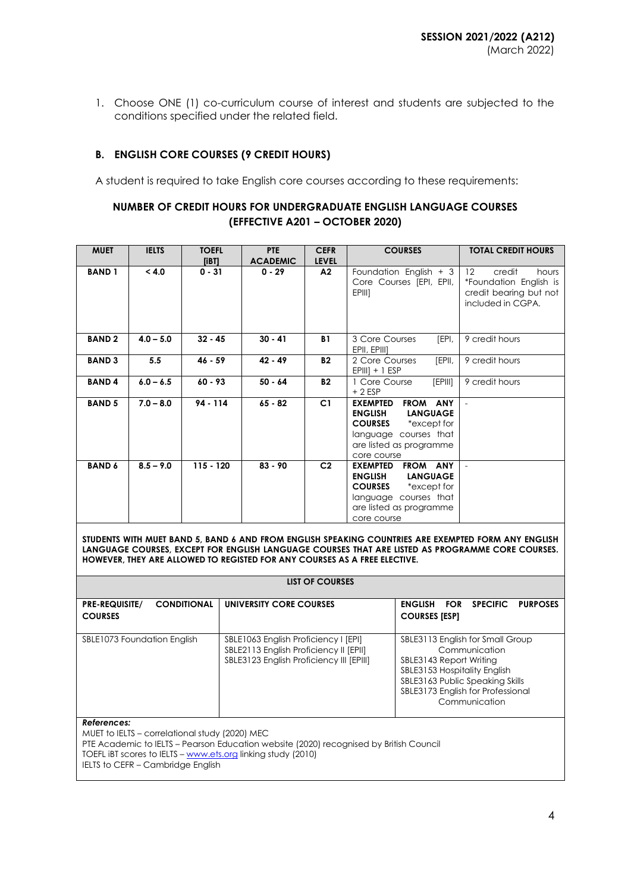1. Choose ONE (1) co-curriculum course of interest and students are subjected to the conditions specified under the related field.

### B. ENGLISH CORE COURSES (9 CREDIT HOURS)

A student is required to take English core courses according to these requirements:

**NUMBER OF CREDIT HOURS FOR UNDERGRADUATE ENGLISH LANGUAGE COURSES (EFFECTIVE A201 – OCTOBER 2020)**

| MUET | IELTS | TOEFL [IBT] | PTE ACADEMIC | CEFR LEVEL | COURSES | TOTAL CREDIT HOURS |
|---|---|---|---|---|---|---|
| **BAND 1** | **< 4.0** | **0 - 31** | **0 - 29** | **A2** | Foundation English + 3 Core Courses [EPI, EPII, EPIII] | 12 credit hours *Foundation English is credit bearing but not included in CGPA. |
| **BAND 2** | **4.0 – 5.0** | **32 - 45** | **30 - 41** | **B1** | 3 Core Courses [EPI, EPII, EPIII] | 9 credit hours |
| **BAND 3** | **5.5** | **46 - 59** | **42 - 49** | **B2** | 2 Core Courses [EPII, EPIII] + 1 ESP | 9 credit hours |
| **BAND 4** | **6.0 – 6.5** | **60 - 93** | **50 - 64** | **B2** | 1 Core Course [EPIII] + 2 ESP | 9 credit hours |
| **BAND 5** | **7.0 – 8.0** | **94 - 114** | **65 - 82** | **C1** | **EXEMPTED FROM ANY ENGLISH LANGUAGE COURSES** *except for language courses that are listed as programme core course | - |
| **BAND 6** | **8.5 – 9.0** | **115 - 120** | **83 - 90** | **C2** | **EXEMPTED FROM ANY ENGLISH LANGUAGE COURSES** *except for language courses that are listed as programme core course | - |

**STUDENTS WITH MUET BAND 5, BAND 6 AND FROM ENGLISH SPEAKING COUNTRIES ARE EXEMPTED FORM ANY ENGLISH LANGUAGE COURSES, EXCEPT FOR ENGLISH LANGUAGE COURSES THAT ARE LISTED AS PROGRAMME CORE COURSES. HOWEVER, THEY ARE ALLOWED TO REGISTED FOR ANY COURSES AS A FREE ELECTIVE.**

**LIST OF COURSES**

| PRE-REQUISITE/ CONDITIONAL COURSES | UNIVERSITY CORE COURSES | ENGLISH FOR SPECIFIC PURPOSES COURSES [ESP] |
|---|---|---|
| SBLE1073 Foundation English | SBLE1063 English Proficiency I [EPI]<br>SBLE2113 English Proficiency II [EPII]<br>SBLE3123 English Proficiency III [EPIII] | SBLE3113 English for Small Group Communication<br>SBLE3143 Report Writing<br>SBLE3153 Hospitality English<br>SBLE3163 Public Speaking Skills<br>SBLE3173 English for Professional Communication |

***References:***

MUET to IELTS – correlational study (2020) MEC

PTE Academic to IELTS – Pearson Education website (2020) recognised by British Council

TOEFL iBT scores to IELTS – www.ets.org linking study (2010)

IELTS to CEFR – Cambridge English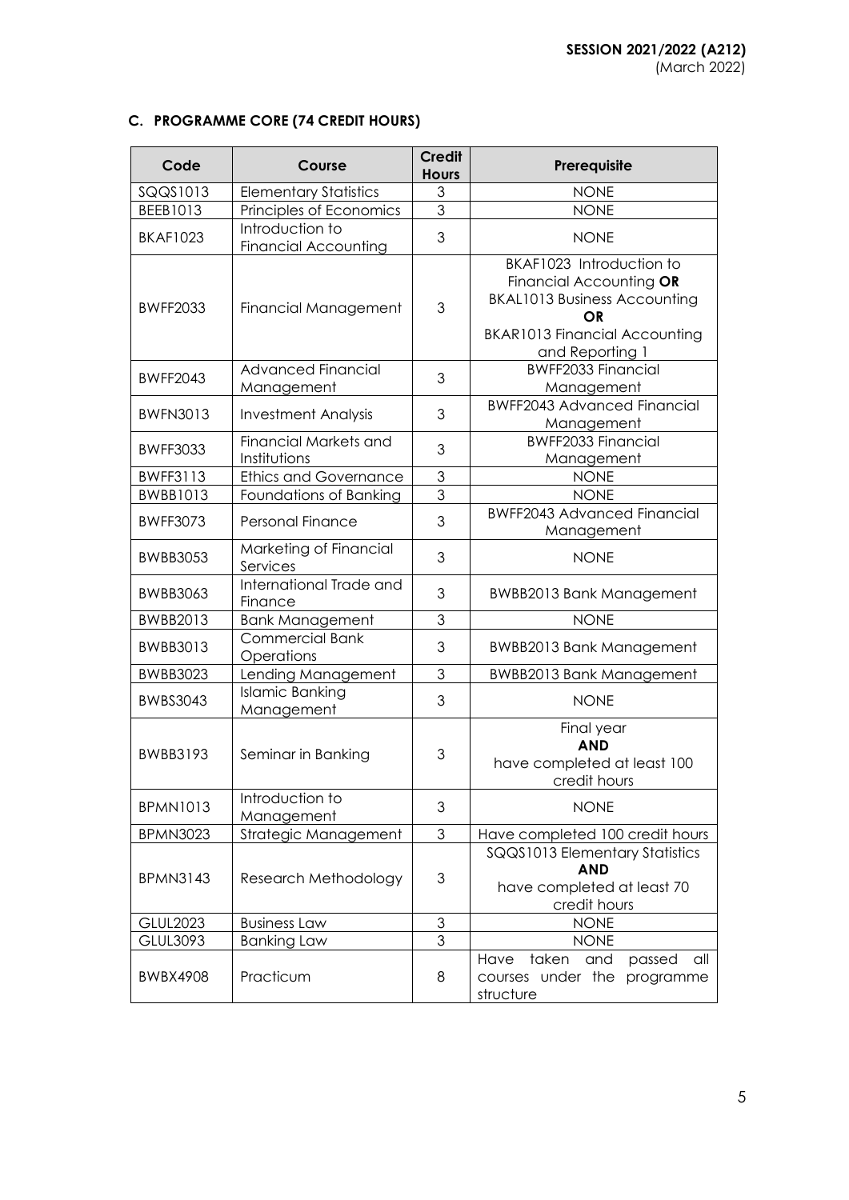**SESSION 2021/2022 (A212)**
(March 2022)

### C. PROGRAMME CORE (74 CREDIT HOURS)

| Code | Course | Credit Hours | Prerequisite |
|---|---|---|---|
| SQQS1013 | Elementary Statistics | 3 | NONE |
| BEEB1013 | Principles of Economics | 3 | NONE |
| BKAF1023 | Introduction to Financial Accounting | 3 | NONE |
| BWFF2033 | Financial Management | 3 | BKAF1023 Introduction to Financial Accounting **OR** BKAL1013 Business Accounting **OR** BKAR1013 Financial Accounting and Reporting 1 |
| BWFF2043 | Advanced Financial Management | 3 | BWFF2033 Financial Management |
| BWFN3013 | Investment Analysis | 3 | BWFF2043 Advanced Financial Management |
| BWFF3033 | Financial Markets and Institutions | 3 | BWFF2033 Financial Management |
| BWFF3113 | Ethics and Governance | 3 | NONE |
| BWBB1013 | Foundations of Banking | 3 | NONE |
| BWFF3073 | Personal Finance | 3 | BWFF2043 Advanced Financial Management |
| BWBB3053 | Marketing of Financial Services | 3 | NONE |
| BWBB3063 | International Trade and Finance | 3 | BWBB2013 Bank Management |
| BWBB2013 | Bank Management | 3 | NONE |
| BWBB3013 | Commercial Bank Operations | 3 | BWBB2013 Bank Management |
| BWBB3023 | Lending Management | 3 | BWBB2013 Bank Management |
| BWBS3043 | Islamic Banking Management | 3 | NONE |
| BWBB3193 | Seminar in Banking | 3 | Final year **AND** have completed at least 100 credit hours |
| BPMN1013 | Introduction to Management | 3 | NONE |
| BPMN3023 | Strategic Management | 3 | Have completed 100 credit hours |
| BPMN3143 | Research Methodology | 3 | SQQS1013 Elementary Statistics **AND** have completed at least 70 credit hours |
| GLUL2023 | Business Law | 3 | NONE |
| GLUL3093 | Banking Law | 3 | NONE |
| BWBX4908 | Practicum | 8 | Have taken and passed all courses under the programme structure |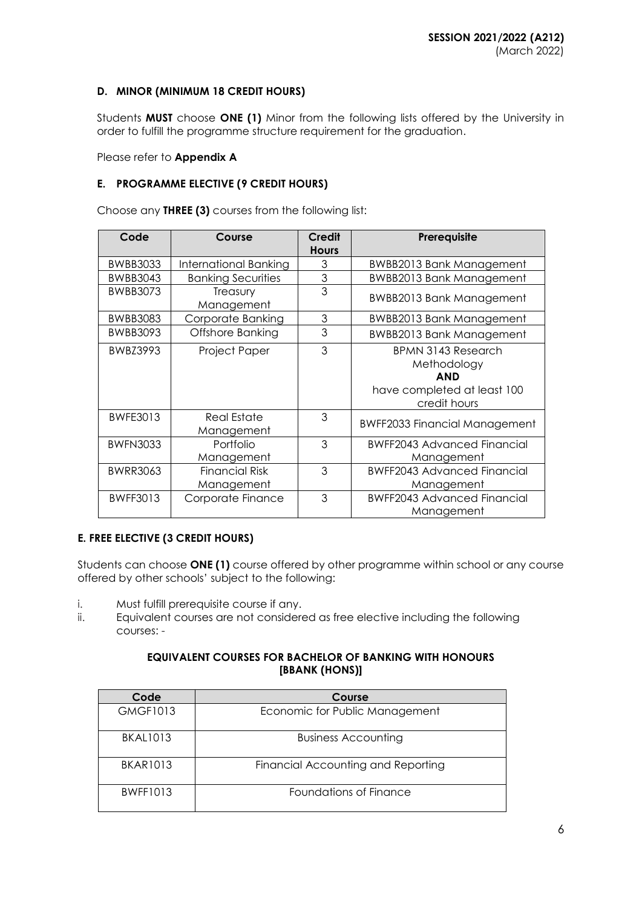### D. MINOR (MINIMUM 18 CREDIT HOURS)

Students **MUST** choose **ONE (1)** Minor from the following lists offered by the University in order to fulfill the programme structure requirement for the graduation.

Please refer to **Appendix A**

### E. PROGRAMME ELECTIVE (9 CREDIT HOURS)

Choose any **THREE (3)** courses from the following list:

| Code | Course | Credit Hours | Prerequisite |
|---|---|---|---|
| BWBB3033 | International Banking | 3 | BWBB2013 Bank Management |
| BWBB3043 | Banking Securities | 3 | BWBB2013 Bank Management |
| BWBB3073 | Treasury Management | 3 | BWBB2013 Bank Management |
| BWBB3083 | Corporate Banking | 3 | BWBB2013 Bank Management |
| BWBB3093 | Offshore Banking | 3 | BWBB2013 Bank Management |
| BWBZ3993 | Project Paper | 3 | BPMN 3143 Research Methodology **AND** have completed at least 100 credit hours |
| BWFE3013 | Real Estate Management | 3 | BWFF2033 Financial Management |
| BWFN3033 | Portfolio Management | 3 | BWFF2043 Advanced Financial Management |
| BWRR3063 | Financial Risk Management | 3 | BWFF2043 Advanced Financial Management |
| BWFF3013 | Corporate Finance | 3 | BWFF2043 Advanced Financial Management |

### E. FREE ELECTIVE (3 CREDIT HOURS)

Students can choose **ONE (1)** course offered by other programme within school or any course offered by other schools' subject to the following:

i. Must fulfill prerequisite course if any.
ii. Equivalent courses are not considered as free elective including the following courses: -

**EQUIVALENT COURSES FOR BACHELOR OF BANKING WITH HONOURS [BBANK (HONS)]**

| Code | Course |
|---|---|
| GMGF1013 | Economic for Public Management |
| BKAL1013 | Business Accounting |
| BKAR1013 | Financial Accounting and Reporting |
| BWFF1013 | Foundations of Finance |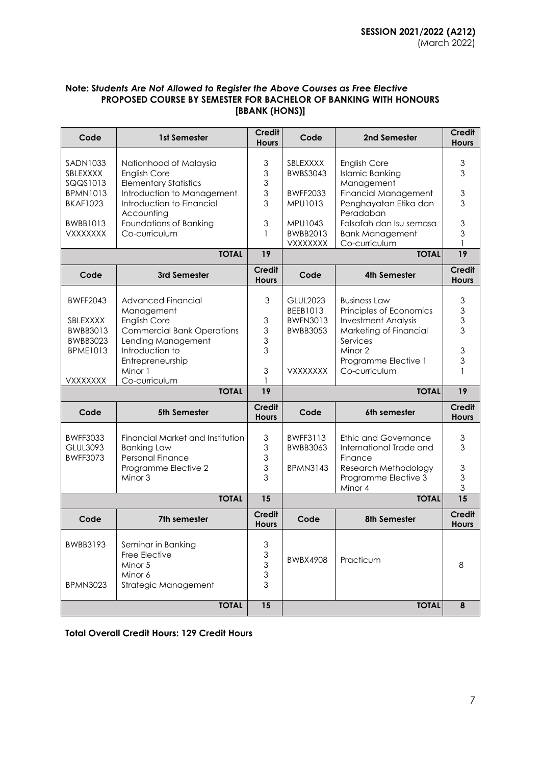**Note: *Students Are Not Allowed to Register the Above Courses as Free Elective***

**PROPOSED COURSE BY SEMESTER FOR BACHELOR OF BANKING WITH HONOURS [BBANK (HONS)]**

| Code | 1st Semester | Credit Hours | Code | 2nd Semester | Credit Hours |
|---|---|---|---|---|---|
| SADN1033 | Nationhood of Malaysia | 3 | SBLEXXXX | English Core | 3 |
| SBLEXXXX | English Core | 3 | BWBS3043 | Islamic Banking Management | 3 |
| SQQS1013 | Elementary Statistics | 3 | BWFF2033 | Financial Management | 3 |
| BPMN1013 | Introduction to Management | 3 | MPU1013 | Penghayatan Etika dan Peradaban | 3 |
| BKAF1023 | Introduction to Financial Accounting | 3 | MPU1043 | Falsafah dan Isu semasa | 3 |
| BWBB1013 | Foundations of Banking | 3 | BWBB2013 | Bank Management | 3 |
| VXXXXXXX | Co-curriculum | 1 | VXXXXXXX | Co-curriculum | 1 |
| | **TOTAL** | **19** | | **TOTAL** | **19** |
| **Code** | **3rd Semester** | **Credit Hours** | **Code** | **4th Semester** | **Credit Hours** |
| BWFF2043 | Advanced Financial Management | 3 | GLUL2023 | Business Law | 3 |
| SBLEXXXX | English Core | 3 | BEEB1013 | Principles of Economics | 3 |
| BWBB3013 | Commercial Bank Operations | 3 | BWFN3013 | Investment Analysis | 3 |
| BWBB3023 | Lending Management | 3 | BWBB3053 | Marketing of Financial Services | 3 |
| BPME1013 | Introduction to Entrepreneurship | 3 | | Minor 2 | 3 |
| | Minor 1 | 3 | | Programme Elective 1 | 3 |
| VXXXXXXX | Co-curriculum | 1 | VXXXXXXX | Co-curriculum | 1 |
| | **TOTAL** | **19** | | **TOTAL** | **19** |
| **Code** | **5th Semester** | **Credit Hours** | **Code** | **6th semester** | **Credit Hours** |
| BWFF3033 | Financial Market and Institution | 3 | BWFF3113 | Ethic and Governance | 3 |
| GLUL3093 | Banking Law | 3 | BWBB3063 | International Trade and Finance | 3 |
| BWFF3073 | Personal Finance | 3 | BPMN3143 | Research Methodology | 3 |
| | Programme Elective 2 | 3 | | Programme Elective 3 | 3 |
| | Minor 3 | 3 | | Minor 4 | 3 |
| | **TOTAL** | **15** | | **TOTAL** | **15** |
| **Code** | **7th semester** | **Credit Hours** | **Code** | **8th Semester** | **Credit Hours** |
| BWBB3193 | Seminar in Banking | 3 | BWBX4908 | Practicum | 8 |
| | Free Elective | 3 | | | |
| | Minor 5 | 3 | | | |
| | Minor 6 | 3 | | | |
| BPMN3023 | Strategic Management | 3 | | | |
| | **TOTAL** | **15** | | **TOTAL** | **8** |

**Total Overall Credit Hours: 129 Credit Hours**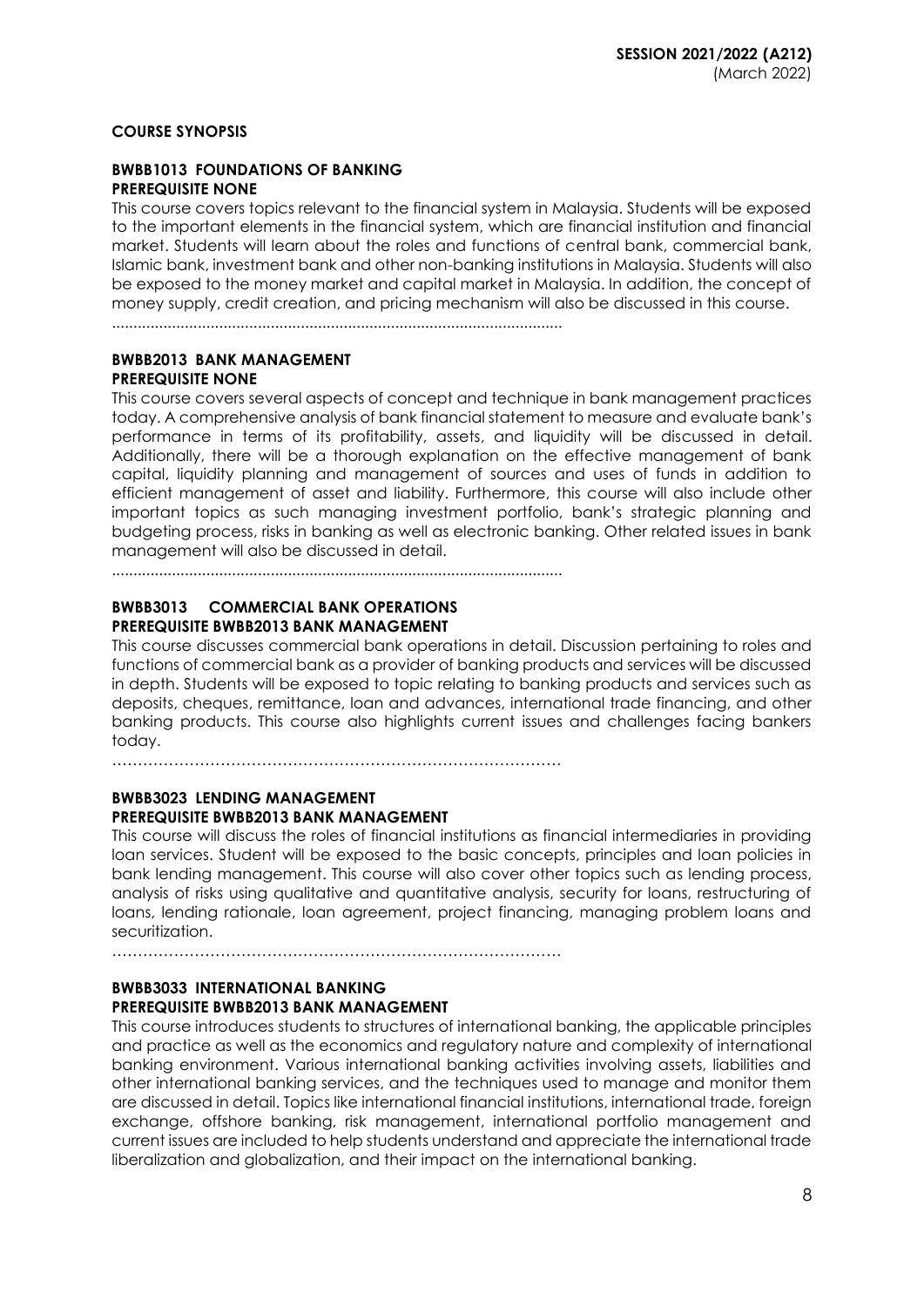## COURSE SYNOPSIS

### BWBB1013 FOUNDATIONS OF BANKING
**PREREQUISITE NONE**

This course covers topics relevant to the financial system in Malaysia. Students will be exposed to the important elements in the financial system, which are financial institution and financial market. Students will learn about the roles and functions of central bank, commercial bank, Islamic bank, investment bank and other non-banking institutions in Malaysia. Students will also be exposed to the money market and capital market in Malaysia. In addition, the concept of money supply, credit creation, and pricing mechanism will also be discussed in this course.

..........................................................................................................

### BWBB2013 BANK MANAGEMENT
**PREREQUISITE NONE**

This course covers several aspects of concept and technique in bank management practices today. A comprehensive analysis of bank financial statement to measure and evaluate bank's performance in terms of its profitability, assets, and liquidity will be discussed in detail. Additionally, there will be a thorough explanation on the effective management of bank capital, liquidity planning and management of sources and uses of funds in addition to efficient management of asset and liability. Furthermore, this course will also include other important topics as such managing investment portfolio, bank's strategic planning and budgeting process, risks in banking as well as electronic banking. Other related issues in bank management will also be discussed in detail.

..........................................................................................................

### BWBB3013 COMMERCIAL BANK OPERATIONS
**PREREQUISITE BWBB2013 BANK MANAGEMENT**

This course discusses commercial bank operations in detail. Discussion pertaining to roles and functions of commercial bank as a provider of banking products and services will be discussed in depth. Students will be exposed to topic relating to banking products and services such as deposits, cheques, remittance, loan and advances, international trade financing, and other banking products. This course also highlights current issues and challenges facing bankers today.

……………………………………………………………………………

### BWBB3023 LENDING MANAGEMENT
**PREREQUISITE BWBB2013 BANK MANAGEMENT**

This course will discuss the roles of financial institutions as financial intermediaries in providing loan services. Student will be exposed to the basic concepts, principles and loan policies in bank lending management. This course will also cover other topics such as lending process, analysis of risks using qualitative and quantitative analysis, security for loans, restructuring of loans, lending rationale, loan agreement, project financing, managing problem loans and securitization.

……………………………………………………………………………

### BWBB3033 INTERNATIONAL BANKING
**PREREQUISITE BWBB2013 BANK MANAGEMENT**

This course introduces students to structures of international banking, the applicable principles and practice as well as the economics and regulatory nature and complexity of international banking environment. Various international banking activities involving assets, liabilities and other international banking services, and the techniques used to manage and monitor them are discussed in detail. Topics like international financial institutions, international trade, foreign exchange, offshore banking, risk management, international portfolio management and current issues are included to help students understand and appreciate the international trade liberalization and globalization, and their impact on the international banking.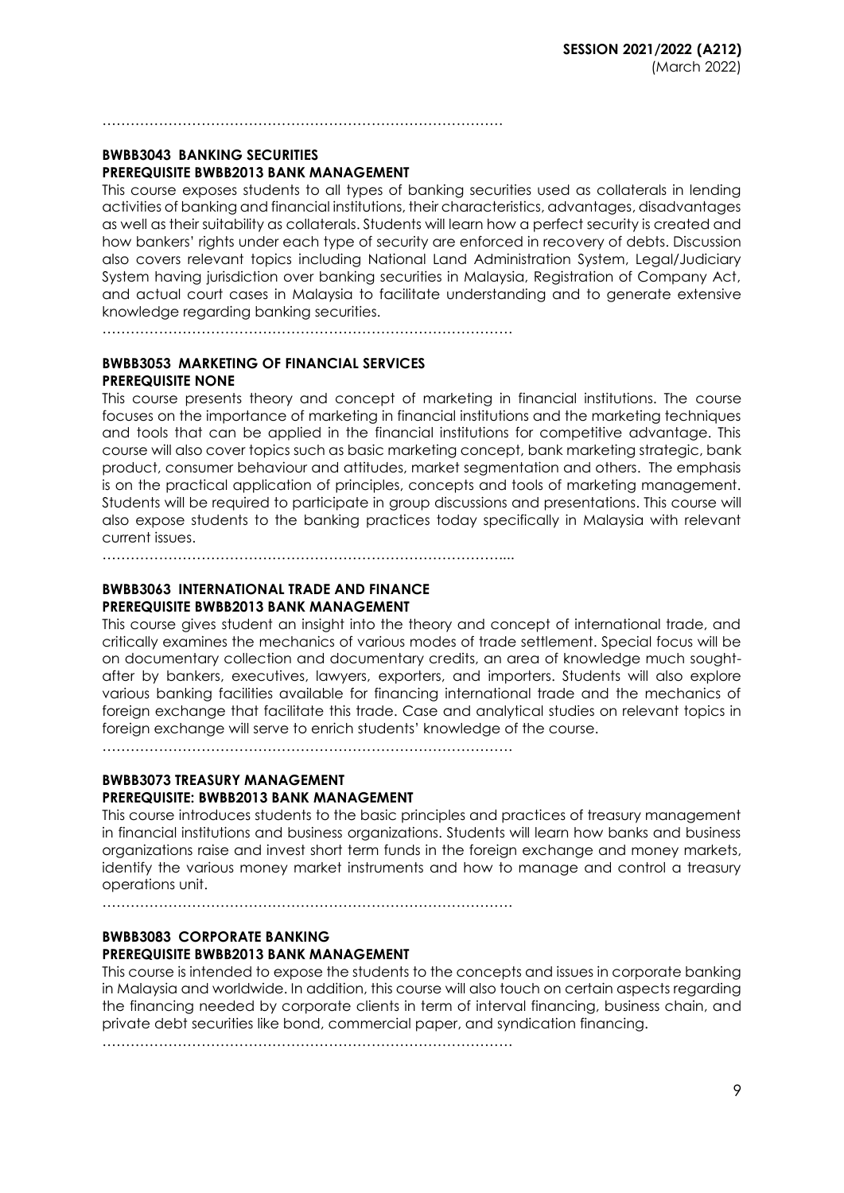……………………………………………………………………………

**BWBB3043 BANKING SECURITIES**
**PREREQUISITE BWBB2013 BANK MANAGEMENT**

This course exposes students to all types of banking securities used as collaterals in lending activities of banking and financial institutions, their characteristics, advantages, disadvantages as well as their suitability as collaterals. Students will learn how a perfect security is created and how bankers' rights under each type of security are enforced in recovery of debts. Discussion also covers relevant topics including National Land Administration System, Legal/Judiciary System having jurisdiction over banking securities in Malaysia, Registration of Company Act, and actual court cases in Malaysia to facilitate understanding and to generate extensive knowledge regarding banking securities.

……………………………………………………………………………

**BWBB3053 MARKETING OF FINANCIAL SERVICES**
**PREREQUISITE NONE**

This course presents theory and concept of marketing in financial institutions. The course focuses on the importance of marketing in financial institutions and the marketing techniques and tools that can be applied in the financial institutions for competitive advantage. This course will also cover topics such as basic marketing concept, bank marketing strategic, bank product, consumer behaviour and attitudes, market segmentation and others. The emphasis is on the practical application of principles, concepts and tools of marketing management. Students will be required to participate in group discussions and presentations. This course will also expose students to the banking practices today specifically in Malaysia with relevant current issues.

……………………………………………………………………………....

**BWBB3063 INTERNATIONAL TRADE AND FINANCE**
**PREREQUISITE BWBB2013 BANK MANAGEMENT**

This course gives student an insight into the theory and concept of international trade, and critically examines the mechanics of various modes of trade settlement. Special focus will be on documentary collection and documentary credits, an area of knowledge much sought-after by bankers, executives, lawyers, exporters, and importers. Students will also explore various banking facilities available for financing international trade and the mechanics of foreign exchange that facilitate this trade. Case and analytical studies on relevant topics in foreign exchange will serve to enrich students' knowledge of the course.

……………………………………………………………………………

**BWBB3073 TREASURY MANAGEMENT**
**PREREQUISITE: BWBB2013 BANK MANAGEMENT**

This course introduces students to the basic principles and practices of treasury management in financial institutions and business organizations. Students will learn how banks and business organizations raise and invest short term funds in the foreign exchange and money markets, identify the various money market instruments and how to manage and control a treasury operations unit.

……………………………………………………………………………

**BWBB3083 CORPORATE BANKING**
**PREREQUISITE BWBB2013 BANK MANAGEMENT**

This course is intended to expose the students to the concepts and issues in corporate banking in Malaysia and worldwide. In addition, this course will also touch on certain aspects regarding the financing needed by corporate clients in term of interval financing, business chain, and private debt securities like bond, commercial paper, and syndication financing.

……………………………………………………………………………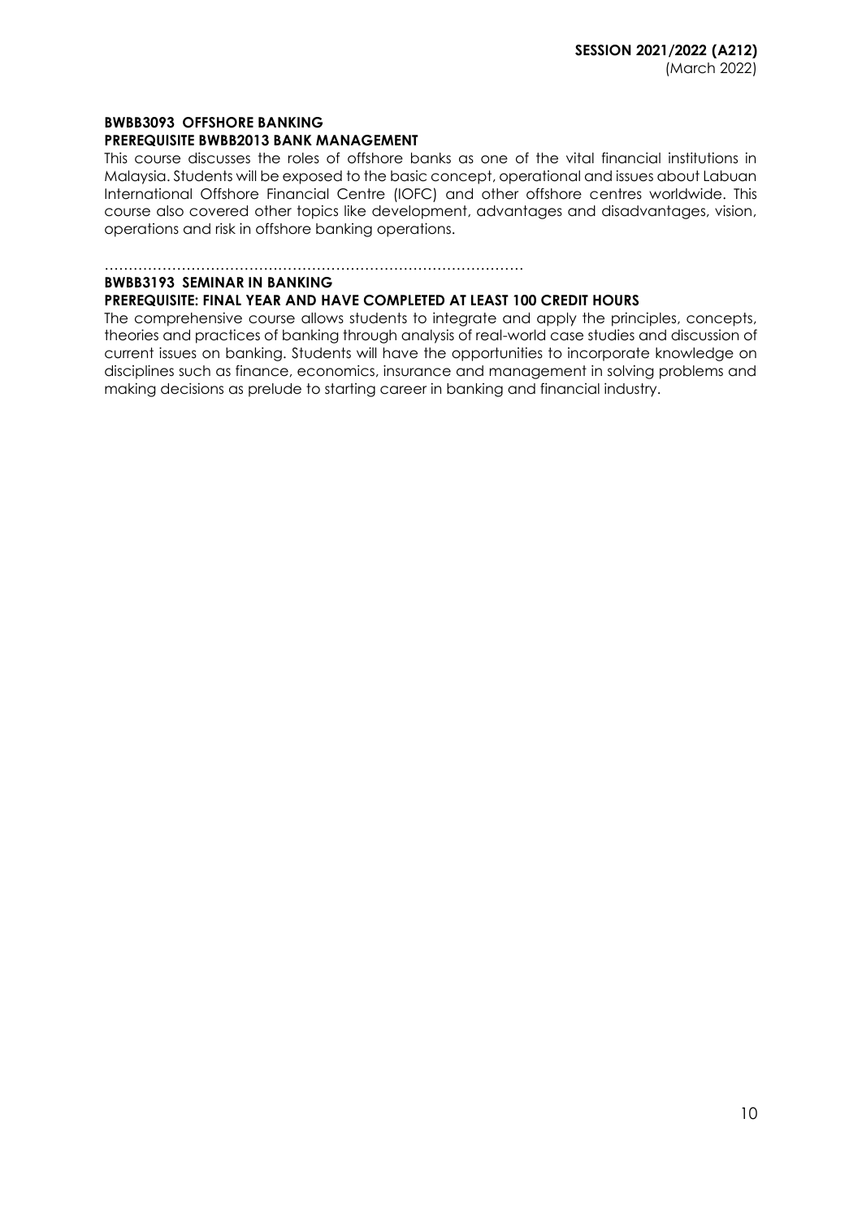**BWBB3093 OFFSHORE BANKING**
**PREREQUISITE BWBB2013 BANK MANAGEMENT**

This course discusses the roles of offshore banks as one of the vital financial institutions in Malaysia. Students will be exposed to the basic concept, operational and issues about Labuan International Offshore Financial Centre (IOFC) and other offshore centres worldwide. This course also covered other topics like development, advantages and disadvantages, vision, operations and risk in offshore banking operations.

………………………………………………………………………………

**BWBB3193 SEMINAR IN BANKING**
**PREREQUISITE: FINAL YEAR AND HAVE COMPLETED AT LEAST 100 CREDIT HOURS**

The comprehensive course allows students to integrate and apply the principles, concepts, theories and practices of banking through analysis of real-world case studies and discussion of current issues on banking. Students will have the opportunities to incorporate knowledge on disciplines such as finance, economics, insurance and management in solving problems and making decisions as prelude to starting career in banking and financial industry.